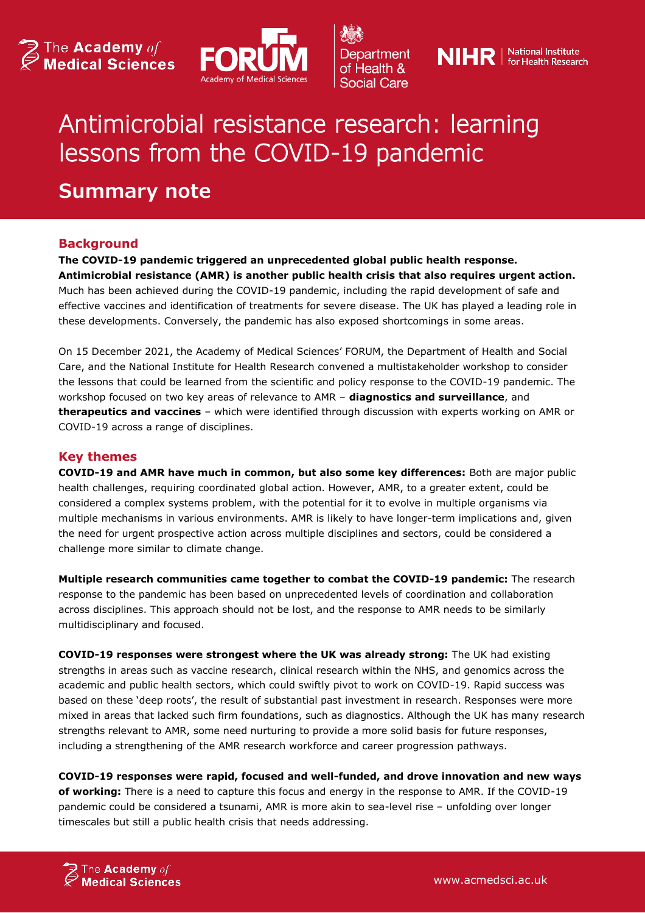# Antimicrobial resistance research: learning lessons from the COVID-19 pandemic

## Summary note

### Background

**The COVID-19 pandemic triggered an unprecedented global public health response. Antimicrobial resistance (AMR) is another public health crisis that also requires urgent action.** Much has been achieved during the COVID-19 pandemic, including the rapid development of safe and effective vaccines and identification of treatments for severe disease. The UK has played a leading role in these developments. Conversely, the pandemic has also exposed shortcomings in some areas.

On 15 December 2021, the Academy of Medical Sciences' FORUM, the Department of Health and Social Care, and the National Institute for Health Research convened a multistakeholder workshop to consider the lessons that could be learned from the scientific and policy response to the COVID-19 pandemic. The workshop focused on two key areas of relevance to AMR – **diagnostics and surveillance**, and **therapeutics and vaccines** – which were identified through discussion with experts working on AMR or COVID-19 across a range of disciplines.

### Key themes

**COVID-19 and AMR have much in common, but also some key differences:** Both are major public health challenges, requiring coordinated global action. However, AMR, to a greater extent, could be considered a complex systems problem, with the potential for it to evolve in multiple organisms via multiple mechanisms in various environments. AMR is likely to have longer-term implications and, given the need for urgent prospective action across multiple disciplines and sectors, could be considered a challenge more similar to climate change.

**Multiple research communities came together to combat the COVID-19 pandemic:** The research response to the pandemic has been based on unprecedented levels of coordination and collaboration across disciplines. This approach should not be lost, and the response to AMR needs to be similarly multidisciplinary and focused.

**COVID-19 responses were strongest where the UK was already strong:** The UK had existing strengths in areas such as vaccine research, clinical research within the NHS, and genomics across the academic and public health sectors, which could swiftly pivot to work on COVID-19. Rapid success was based on these 'deep roots', the result of substantial past investment in research. Responses were more mixed in areas that lacked such firm foundations, such as diagnostics. Although the UK has many research strengths relevant to AMR, some need nurturing to provide a more solid basis for future responses, including a strengthening of the AMR research workforce and career progression pathways.

**COVID-19 responses were rapid, focused and well-funded, and drove innovation and new ways of working:** There is a need to capture this focus and energy in the response to AMR. If the COVID-19 pandemic could be considered a tsunami, AMR is more akin to sea-level rise – unfolding over longer timescales but still a public health crisis that needs addressing.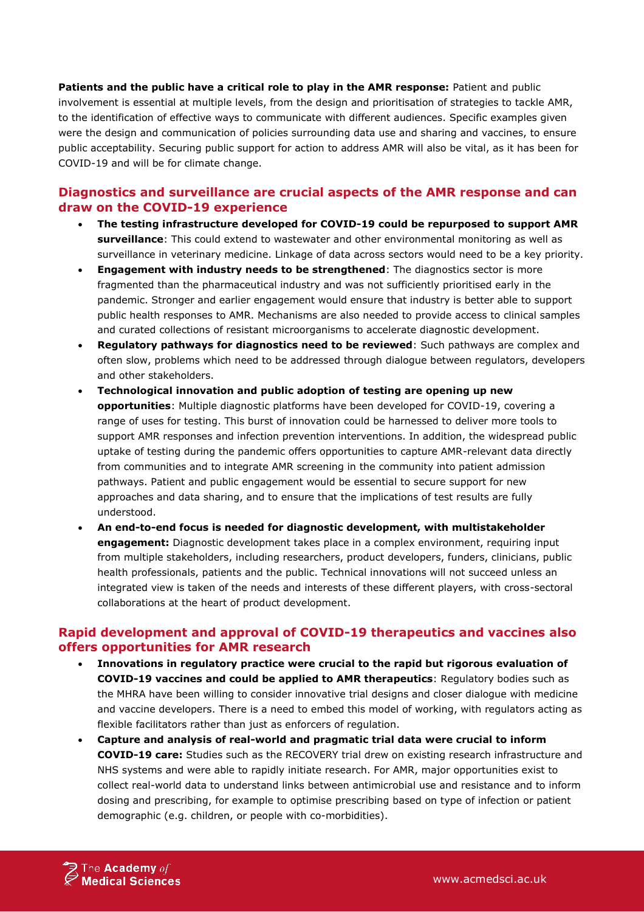**Patients and the public have a critical role to play in the AMR response:** Patient and public involvement is essential at multiple levels, from the design and prioritisation of strategies to tackle AMR, to the identification of effective ways to communicate with different audiences. Specific examples given were the design and communication of policies surrounding data use and sharing and vaccines, to ensure public acceptability. Securing public support for action to address AMR will also be vital, as it has been for COVID-19 and will be for climate change.

## Diagnostics and surveillance are crucial aspects of the AMR response and can draw on the COVID-19 experience

- **The testing infrastructure developed for COVID-19 could be repurposed to support AMR surveillance**: This could extend to wastewater and other environmental monitoring as well as surveillance in veterinary medicine. Linkage of data across sectors would need to be a key priority.
- **Engagement with industry needs to be strengthened**: The diagnostics sector is more fragmented than the pharmaceutical industry and was not sufficiently prioritised early in the pandemic. Stronger and earlier engagement would ensure that industry is better able to support public health responses to AMR. Mechanisms are also needed to provide access to clinical samples and curated collections of resistant microorganisms to accelerate diagnostic development.
- **Regulatory pathways for diagnostics need to be reviewed**: Such pathways are complex and often slow, problems which need to be addressed through dialogue between regulators, developers and other stakeholders.
- **Technological innovation and public adoption of testing are opening up new opportunities**: Multiple diagnostic platforms have been developed for COVID-19, covering a range of uses for testing. This burst of innovation could be harnessed to deliver more tools to support AMR responses and infection prevention interventions. In addition, the widespread public uptake of testing during the pandemic offers opportunities to capture AMR-relevant data directly from communities and to integrate AMR screening in the community into patient admission pathways. Patient and public engagement would be essential to secure support for new approaches and data sharing, and to ensure that the implications of test results are fully understood.
- **An end-to-end focus is needed for diagnostic development, with multistakeholder engagement:** Diagnostic development takes place in a complex environment, requiring input from multiple stakeholders, including researchers, product developers, funders, clinicians, public health professionals, patients and the public. Technical innovations will not succeed unless an integrated view is taken of the needs and interests of these different players, with cross-sectoral collaborations at the heart of product development.

## Rapid development and approval of COVID-19 therapeutics and vaccines also offers opportunities for AMR research

- **Innovations in regulatory practice were crucial to the rapid but rigorous evaluation of COVID-19 vaccines and could be applied to AMR therapeutics**: Regulatory bodies such as the MHRA have been willing to consider innovative trial designs and closer dialogue with medicine and vaccine developers. There is a need to embed this model of working, with regulators acting as flexible facilitators rather than just as enforcers of regulation.
- **Capture and analysis of real-world and pragmatic trial data were crucial to inform COVID-19 care:** Studies such as the RECOVERY trial drew on existing research infrastructure and NHS systems and were able to rapidly initiate research. For AMR, major opportunities exist to collect real-world data to understand links between antimicrobial use and resistance and to inform dosing and prescribing, for example to optimise prescribing based on type of infection or patient demographic (e.g. children, or people with co-morbidities).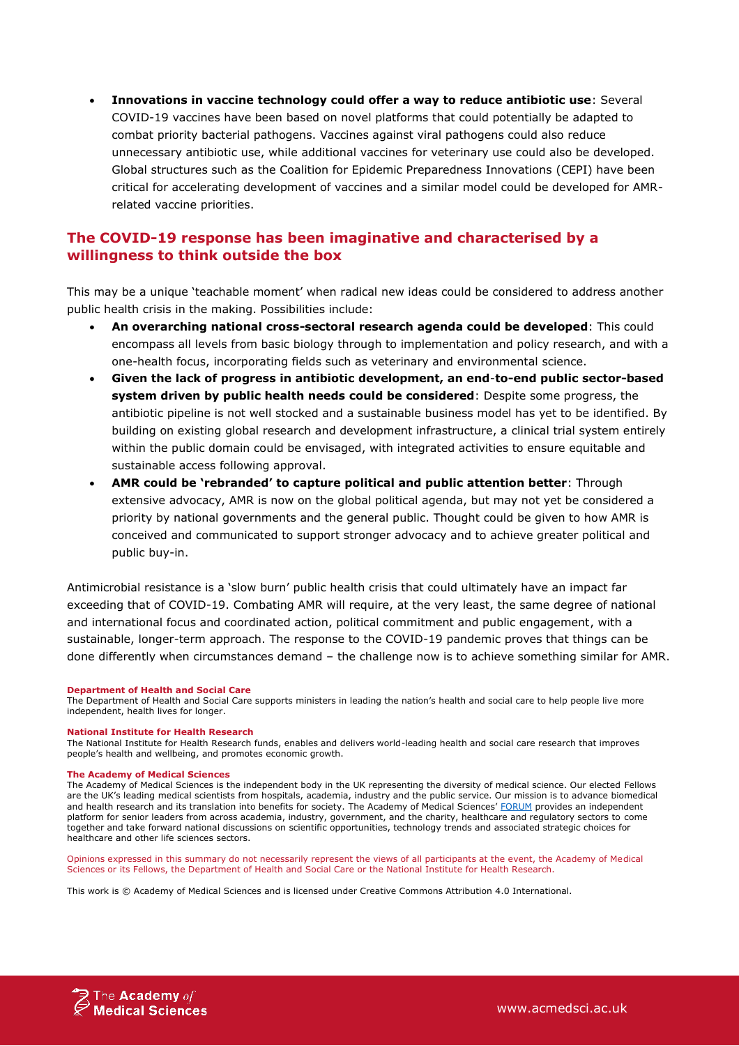- **Innovations in vaccine technology could offer a way to reduce antibiotic use**: Several COVID-19 vaccines have been based on novel platforms that could potentially be adapted to combat priority bacterial pathogens. Vaccines against viral pathogens could also reduce unnecessary antibiotic use, while additional vaccines for veterinary use could also be developed. Global structures such as the Coalition for Epidemic Preparedness Innovations (CEPI) have been critical for accelerating development of vaccines and a similar model could be developed for AMR-related vaccine priorities.

## The COVID-19 response has been imaginative and characterised by a willingness to think outside the box

This may be a unique 'teachable moment' when radical new ideas could be considered to address another public health crisis in the making. Possibilities include:

- **An overarching national cross-sectoral research agenda could be developed**: This could encompass all levels from basic biology through to implementation and policy research, and with a one-health focus, incorporating fields such as veterinary and environmental science.
- **Given the lack of progress in antibiotic development, an end-to-end public sector-based system driven by public health needs could be considered**: Despite some progress, the antibiotic pipeline is not well stocked and a sustainable business model has yet to be identified. By building on existing global research and development infrastructure, a clinical trial system entirely within the public domain could be envisaged, with integrated activities to ensure equitable and sustainable access following approval.
- **AMR could be 'rebranded' to capture political and public attention better**: Through extensive advocacy, AMR is now on the global political agenda, but may not yet be considered a priority by national governments and the general public. Thought could be given to how AMR is conceived and communicated to support stronger advocacy and to achieve greater political and public buy-in.

Antimicrobial resistance is a 'slow burn' public health crisis that could ultimately have an impact far exceeding that of COVID-19. Combating AMR will require, at the very least, the same degree of national and international focus and coordinated action, political commitment and public engagement, with a sustainable, longer-term approach. The response to the COVID-19 pandemic proves that things can be done differently when circumstances demand – the challenge now is to achieve something similar for AMR.

**Department of Health and Social Care**
The Department of Health and Social Care supports ministers in leading the nation's health and social care to help people live more independent, health lives for longer.

**National Institute for Health Research**
The National Institute for Health Research funds, enables and delivers world-leading health and social care research that improves people's health and wellbeing, and promotes economic growth.

**The Academy of Medical Sciences**
The Academy of Medical Sciences is the independent body in the UK representing the diversity of medical science. Our elected Fellows are the UK's leading medical scientists from hospitals, academia, industry and the public service. Our mission is to advance biomedical and health research and its translation into benefits for society. The Academy of Medical Sciences' FORUM provides an independent platform for senior leaders from across academia, industry, government, and the charity, healthcare and regulatory sectors to come together and take forward national discussions on scientific opportunities, technology trends and associated strategic choices for healthcare and other life sciences sectors.

Opinions expressed in this summary do not necessarily represent the views of all participants at the event, the Academy of Medical Sciences or its Fellows, the Department of Health and Social Care or the National Institute for Health Research.

This work is © Academy of Medical Sciences and is licensed under Creative Commons Attribution 4.0 International.

The Academy of Medical Sciences

www.acmedsci.ac.uk